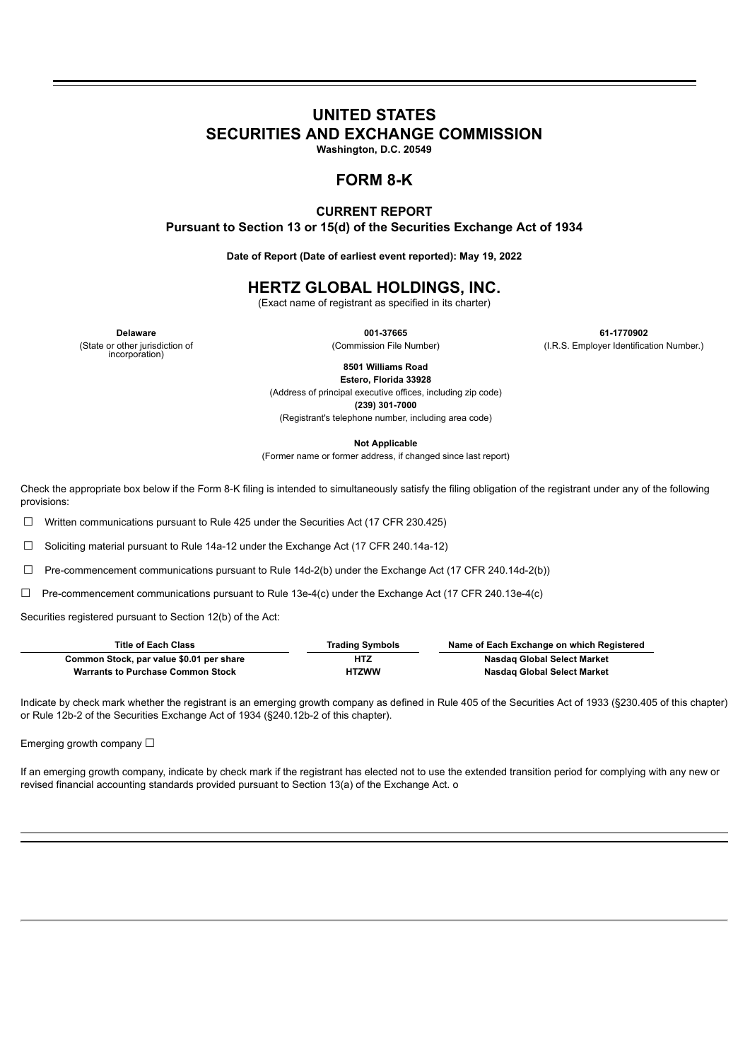# UNITED STATES
# SECURITIES AND EXCHANGE COMMISSION

**Washington, D.C. 20549**

## FORM 8-K

**CURRENT REPORT**
**Pursuant to Section 13 or 15(d) of the Securities Exchange Act of 1934**

**Date of Report (Date of earliest event reported): May 19, 2022**

## HERTZ GLOBAL HOLDINGS, INC.

(Exact name of registrant as specified in its charter)

| **Delaware** | **001-37665** | **61-1770902** |
|---|---|---|
| (State or other jurisdiction of incorporation) | (Commission File Number) | (I.R.S. Employer Identification Number.) |

**8501 Williams Road**
**Estero, Florida 33928**
(Address of principal executive offices, including zip code)
**(239) 301-7000**
(Registrant's telephone number, including area code)

**Not Applicable**
(Former name or former address, if changed since last report)

Check the appropriate box below if the Form 8-K filing is intended to simultaneously satisfy the filing obligation of the registrant under any of the following provisions:

☐ Written communications pursuant to Rule 425 under the Securities Act (17 CFR 230.425)

☐ Soliciting material pursuant to Rule 14a-12 under the Exchange Act (17 CFR 240.14a-12)

☐ Pre-commencement communications pursuant to Rule 14d-2(b) under the Exchange Act (17 CFR 240.14d-2(b))

☐ Pre-commencement communications pursuant to Rule 13e-4(c) under the Exchange Act (17 CFR 240.13e-4(c)

Securities registered pursuant to Section 12(b) of the Act:

| Title of Each Class | Trading Symbols | Name of Each Exchange on which Registered |
|---|---|---|
| **Common Stock, par value $0.01 per share** | **HTZ** | **Nasdaq Global Select Market** |
| **Warrants to Purchase Common Stock** | **HTZWW** | **Nasdaq Global Select Market** |

Indicate by check mark whether the registrant is an emerging growth company as defined in Rule 405 of the Securities Act of 1933 (§230.405 of this chapter) or Rule 12b-2 of the Securities Exchange Act of 1934 (§240.12b-2 of this chapter).

Emerging growth company ☐

If an emerging growth company, indicate by check mark if the registrant has elected not to use the extended transition period for complying with any new or revised financial accounting standards provided pursuant to Section 13(a) of the Exchange Act. o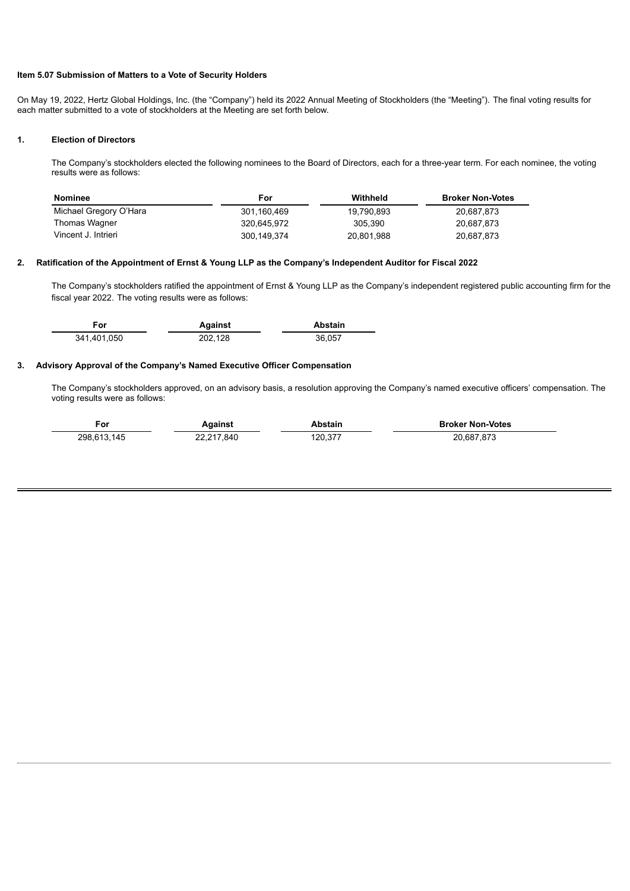**Item 5.07 Submission of Matters to a Vote of Security Holders**

On May 19, 2022, Hertz Global Holdings, Inc. (the "Company") held its 2022 Annual Meeting of Stockholders (the "Meeting"). The final voting results for each matter submitted to a vote of stockholders at the Meeting are set forth below.

**1. Election of Directors**

The Company's stockholders elected the following nominees to the Board of Directors, each for a three-year term. For each nominee, the voting results were as follows:

| Nominee | For | Withheld | Broker Non-Votes |
|---|---|---|---|
| Michael Gregory O'Hara | 301,160,469 | 19,790,893 | 20,687,873 |
| Thomas Wagner | 320,645,972 | 305,390 | 20,687,873 |
| Vincent J. Intrieri | 300,149,374 | 20,801,988 | 20,687,873 |

**2. Ratification of the Appointment of Ernst & Young LLP as the Company's Independent Auditor for Fiscal 2022**

The Company's stockholders ratified the appointment of Ernst & Young LLP as the Company's independent registered public accounting firm for the fiscal year 2022. The voting results were as follows:

| For | Against | Abstain |
|---|---|---|
| 341,401,050 | 202,128 | 36,057 |

**3. Advisory Approval of the Company's Named Executive Officer Compensation**

The Company's stockholders approved, on an advisory basis, a resolution approving the Company's named executive officers' compensation. The voting results were as follows:

| For | Against | Abstain | Broker Non-Votes |
|---|---|---|---|
| 298,613,145 | 22,217,840 | 120,377 | 20,687,873 |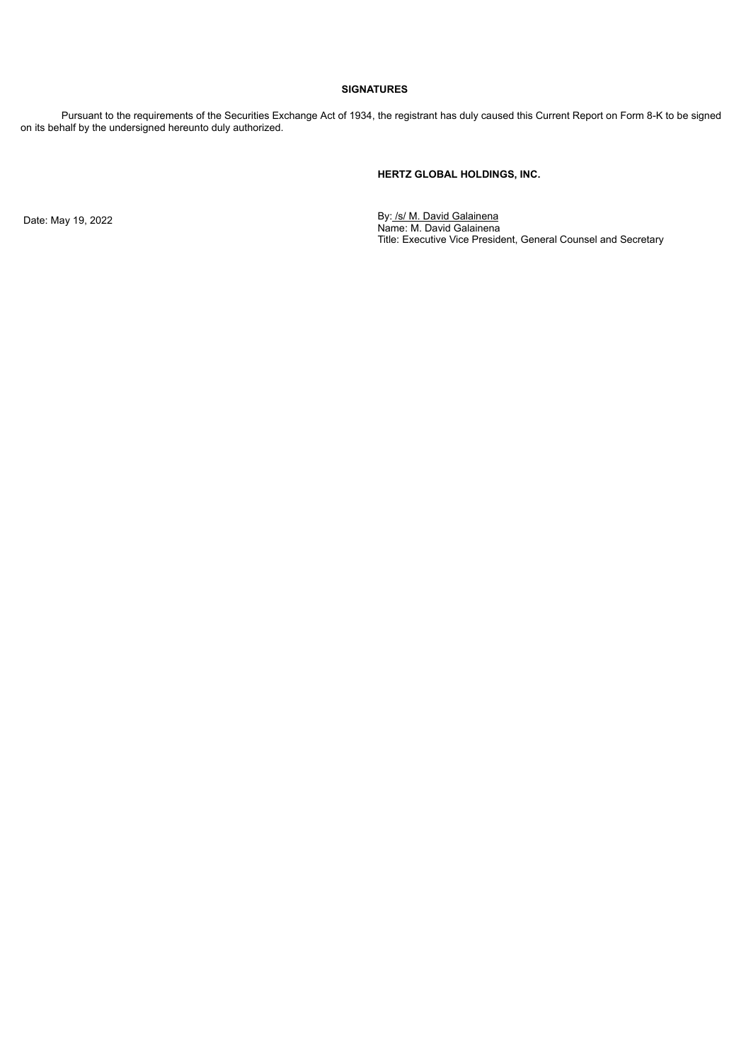**SIGNATURES**

Pursuant to the requirements of the Securities Exchange Act of 1934, the registrant has duly caused this Current Report on Form 8-K to be signed on its behalf by the undersigned hereunto duly authorized.

**HERTZ GLOBAL HOLDINGS, INC.**

Date: May 19, 2022

By: /s/ M. David Galainena
Name: M. David Galainena
Title: Executive Vice President, General Counsel and Secretary